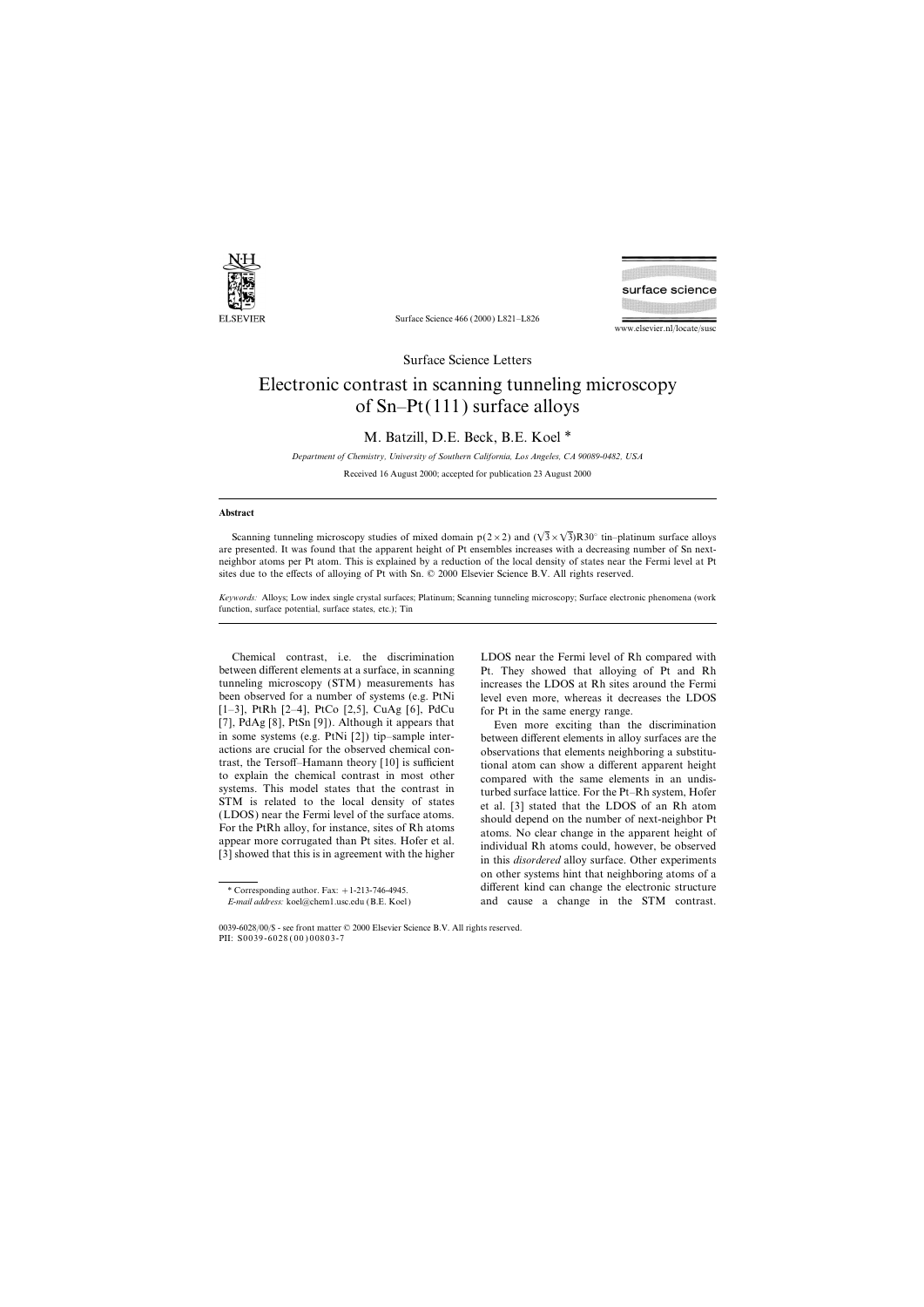Surface Science Letters

# Electronic contrast in scanning tunneling microscopy of Sn–Pt(111) surface alloys

M. Batzill, D.E. Beck, B.E. Koel *

*Department of Chemistry, University of Southern California, Los Angeles, CA 90089-0482, USA*

Received 16 August 2000; accepted for publication 23 August 2000

## Abstract

Scanning tunneling microscopy studies of mixed domain $p(2\times2)$ and $(\sqrt{3}\times\sqrt{3})R30°$ tin–platinum surface alloys are presented. It was found that the apparent height of Pt ensembles increases with a decreasing number of Sn next-neighbor atoms per Pt atom. This is explained by a reduction of the local density of states near the Fermi level at Pt sites due to the effects of alloying of Pt with Sn. © 2000 Elsevier Science B.V. All rights reserved.

*Keywords:* Alloys; Low index single crystal surfaces; Platinum; Scanning tunneling microscopy; Surface electronic phenomena (work function, surface potential, surface states, etc.); Tin

Chemical contrast, i.e. the discrimination between different elements at a surface, in scanning tunneling microscopy (STM) measurements has been observed for a number of systems (e.g. PtNi [1–3], PtRh [2–4], PtCo [2,5], CuAg [6], PdCu [7], PdAg [8], PtSn [9]). Although it appears that in some systems (e.g. PtNi [2]) tip–sample interactions are crucial for the observed chemical contrast, the Tersoff–Hamann theory [10] is sufficient to explain the chemical contrast in most other systems. This model states that the contrast in STM is related to the local density of states (LDOS) near the Fermi level of the surface atoms. For the PtRh alloy, for instance, sites of Rh atoms appear more corrugated than Pt sites. Hofer et al. [3] showed that this is in agreement with the higher LDOS near the Fermi level of Rh compared with Pt. They showed that alloying of Pt and Rh increases the LDOS at Rh sites around the Fermi level even more, whereas it decreases the LDOS for Pt in the same energy range.

Even more exciting than the discrimination between different elements in alloy surfaces are the observations that elements neighboring a substitutional atom can show a different apparent height compared with the same elements in an undisturbed surface lattice. For the Pt–Rh system, Hofer et al. [3] stated that the LDOS of an Rh atom should depend on the number of next-neighbor Pt atoms. No clear change in the apparent height of individual Rh atoms could, however, be observed in this *disordered* alloy surface. Other experiments on other systems hint that neighboring atoms of a different kind can change the electronic structure and cause a change in the STM contrast.

* Corresponding author. Fax: +1-213-746-4945.
*E-mail address:* koel@chem1.usc.edu (B.E. Koel)

0039-6028/00/$ - see front matter © 2000 Elsevier Science B.V. All rights reserved.
PII: S0039-6028(00)00803-7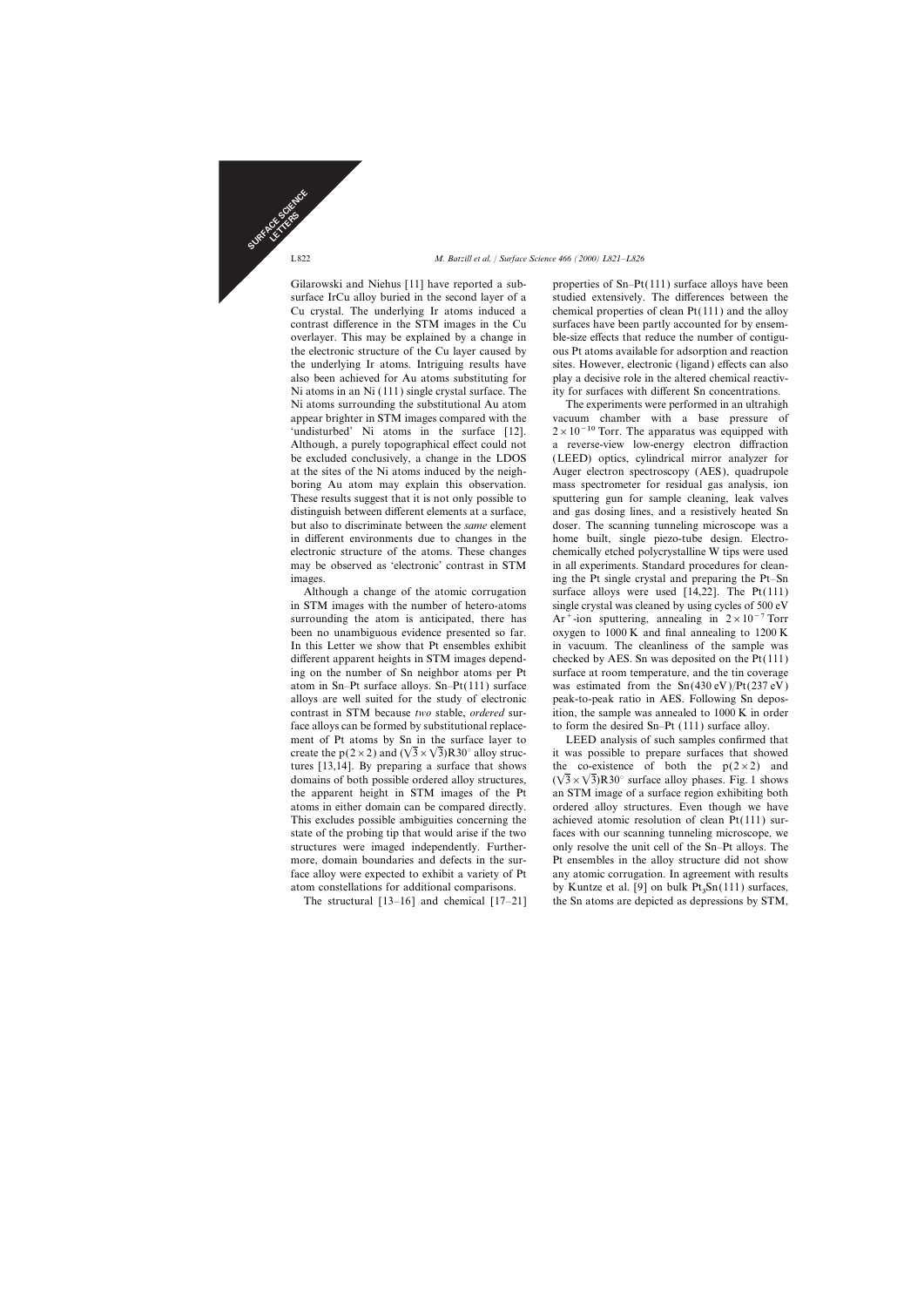Gilarowski and Niehus [11] have reported a subsurface IrCu alloy buried in the second layer of a Cu crystal. The underlying Ir atoms induced a contrast difference in the STM images in the Cu overlayer. This may be explained by a change in the electronic structure of the Cu layer caused by the underlying Ir atoms. Intriguing results have also been achieved for Au atoms substituting for Ni atoms in an Ni (111) single crystal surface. The Ni atoms surrounding the substitutional Au atom appear brighter in STM images compared with the 'undisturbed' Ni atoms in the surface [12]. Although, a purely topographical effect could not be excluded conclusively, a change in the LDOS at the sites of the Ni atoms induced by the neighboring Au atom may explain this observation. These results suggest that it is not only possible to distinguish between different elements at a surface, but also to discriminate between the *same* element in different environments due to changes in the electronic structure of the atoms. These changes may be observed as 'electronic' contrast in STM images.

Although a change of the atomic corrugation in STM images with the number of hetero-atoms surrounding the atom is anticipated, there has been no unambiguous evidence presented so far. In this Letter we show that Pt ensembles exhibit different apparent heights in STM images depending on the number of Sn neighbor atoms per Pt atom in Sn–Pt(111) surface alloys. Sn–Pt(111) surface alloys are well suited for the study of electronic contrast in STM because *two* stable, *ordered* surface alloys can be formed by substitutional replacement of Pt atoms by Sn in the surface layer to create the $p(2\times2)$ and $(\sqrt{3}\times\sqrt{3})R30°$ alloy structures [13,14]. By preparing a surface that shows domains of both possible ordered alloy structures, the apparent height in STM images of the Pt atoms in either domain can be compared directly. This excludes possible ambiguities concerning the state of the probing tip that would arise if the two structures were imaged independently. Furthermore, domain boundaries and defects in the surface alloy were expected to exhibit a variety of Pt atom constellations for additional comparisons.

The structural [13–16] and chemical [17–21] properties of Sn–Pt(111) surface alloys have been studied extensively. The differences between the chemical properties of clean Pt(111) and the alloy surfaces have been partly accounted for by ensemble-size effects that reduce the number of contiguous Pt atoms available for adsorption and reaction sites. However, electronic (ligand) effects can also play a decisive role in the altered chemical reactivity for surfaces with different Sn concentrations.

The experiments were performed in an ultrahigh vacuum chamber with a base pressure of $2\times10^{-10}$ Torr. The apparatus was equipped with a reverse-view low-energy electron diffraction (LEED) optics, cylindrical mirror analyzer for Auger electron spectroscopy (AES), quadrupole mass spectrometer for residual gas analysis, ion sputtering gun for sample cleaning, leak valves and gas dosing lines, and a resistively heated Sn doser. The scanning tunneling microscope was a home built, single piezo-tube design. Electrochemically etched polycrystalline W tips were used in all experiments. Standard procedures for cleaning the Pt single crystal and preparing the Pt–Sn surface alloys were used [14,22]. The Pt(111) single crystal was cleaned by using cycles of 500 eV $Ar^+$-ion sputtering, annealing in $2\times10^{-7}$ Torr oxygen to 1000 K and final annealing to 1200 K in vacuum. The cleanliness of the sample was checked by AES. Sn was deposited on the Pt(111) surface at room temperature, and the tin coverage was estimated from the Sn(430 eV)/Pt(237 eV) peak-to-peak ratio in AES. Following Sn deposition, the sample was annealed to 1000 K in order to form the desired Sn–Pt (111) surface alloy.

LEED analysis of such samples confirmed that it was possible to prepare surfaces that showed the co-existence of both the $p(2\times2)$ and $(\sqrt{3}\times\sqrt{3})R30°$ surface alloy phases. Fig. 1 shows an STM image of a surface region exhibiting both ordered alloy structures. Even though we have achieved atomic resolution of clean Pt(111) surfaces with our scanning tunneling microscope, we only resolve the unit cell of the Sn–Pt alloys. The Pt ensembles in the alloy structure did not show any atomic corrugation. In agreement with results by Kuntze et al. [9] on bulk $Pt_3Sn(111)$ surfaces, the Sn atoms are depicted as depressions by STM,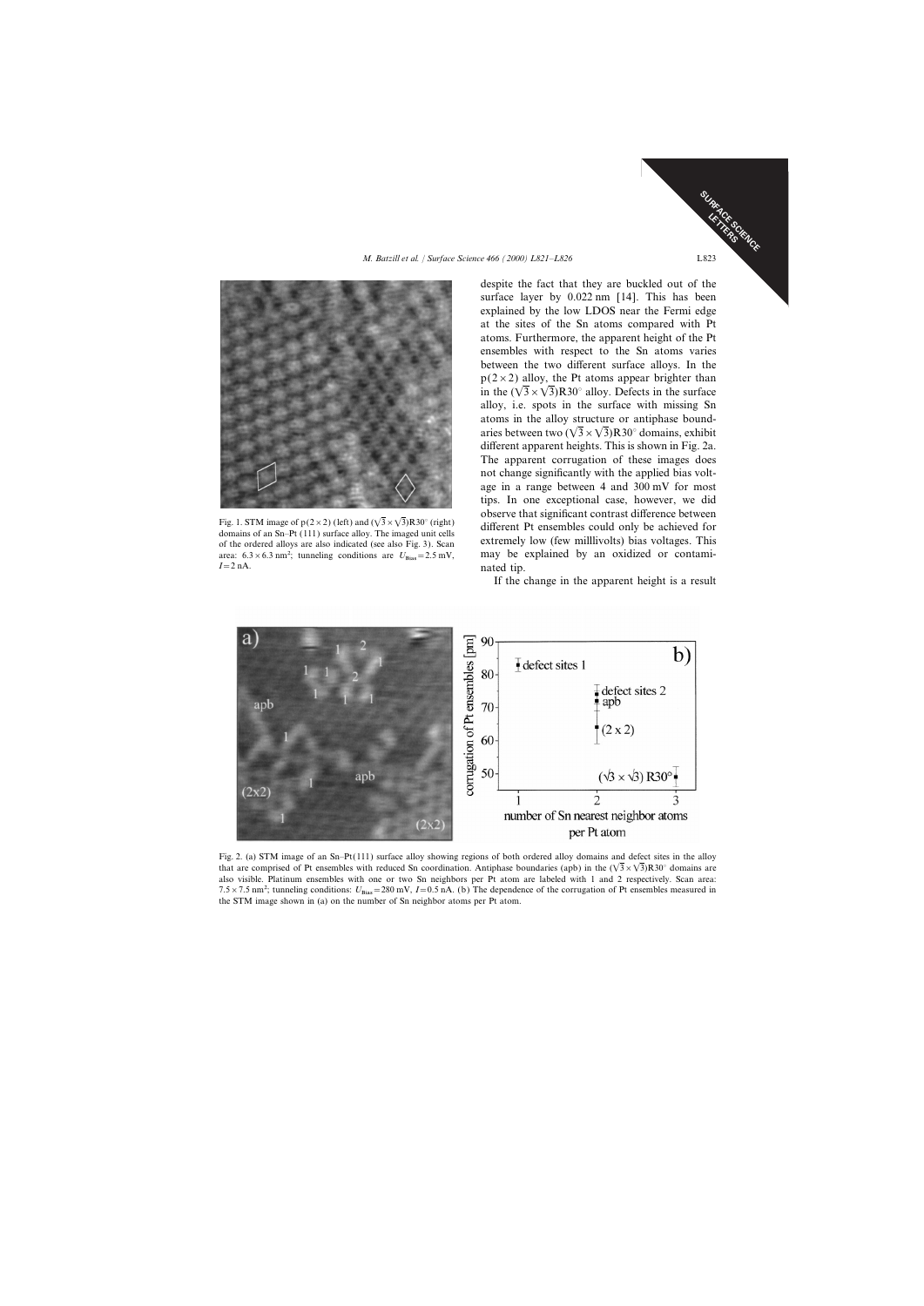Fig. 1. STM image of $p(2\times2)$ (left) and $(\sqrt{3}\times\sqrt{3})R30°$ (right) domains of an Sn–Pt (111) surface alloy. The imaged unit cells of the ordered alloys are also indicated (see also Fig. 3). Scan area: $6.3\times6.3$ nm$^2$; tunneling conditions are $U_{Bias}=2.5$ mV, $I=2$ nA.

despite the fact that they are buckled out of the surface layer by 0.022 nm [14]. This has been explained by the low LDOS near the Fermi edge at the sites of the Sn atoms compared with Pt atoms. Furthermore, the apparent height of the Pt ensembles with respect to the Sn atoms varies between the two different surface alloys. In the $p(2\times2)$ alloy, the Pt atoms appear brighter than in the $(\sqrt{3}\times\sqrt{3})R30°$ alloy. Defects in the surface alloy, i.e. spots in the surface with missing Sn atoms in the alloy structure or antiphase boundaries between two $(\sqrt{3}\times\sqrt{3})R30°$ domains, exhibit different apparent heights. This is shown in Fig. 2a. The apparent corrugation of these images does not change significantly with the applied bias voltage in a range between 4 and 300 mV for most tips. In one exceptional case, however, we did observe that significant contrast difference between different Pt ensembles could only be achieved for extremely low (few milllivolts) bias voltages. This may be explained by an oxidized or contaminated tip.

If the change in the apparent height is a result

Fig. 2. (a) STM image of an Sn–Pt(111) surface alloy showing regions of both ordered alloy domains and defect sites in the alloy that are comprised of Pt ensembles with reduced Sn coordination. Antiphase boundaries (apb) in the $(\sqrt{3}\times\sqrt{3})R30°$ domains are also visible. Platinum ensembles with one or two Sn neighbors per Pt atom are labeled with 1 and 2 respectively. Scan area: $7.5\times7.5$ nm$^2$; tunneling conditions: $U_{Bias}=280$ mV, $I=0.5$ nA. (b) The dependence of the corrugation of Pt ensembles measured in the STM image shown in (a) on the number of Sn neighbor atoms per Pt atom.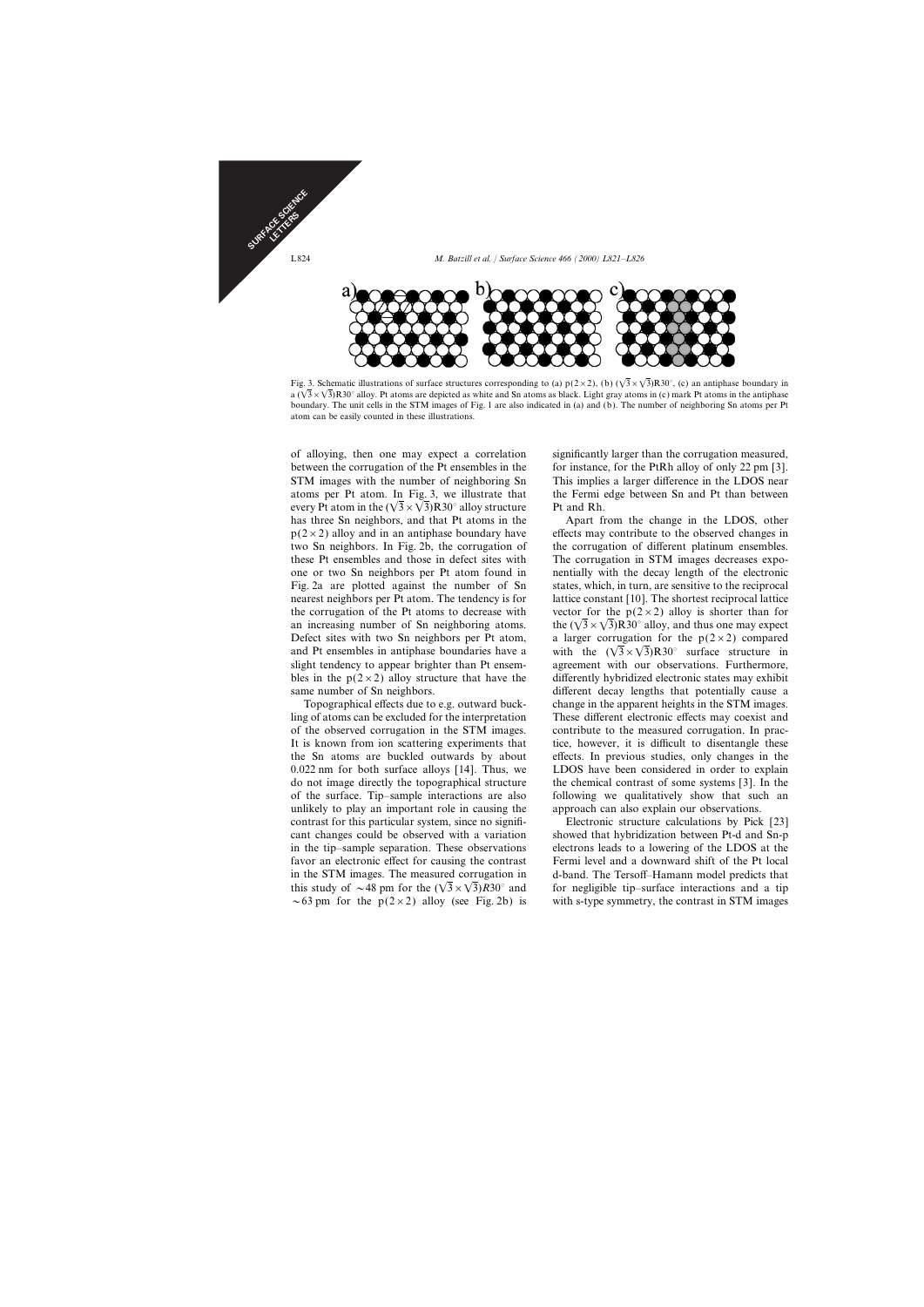Fig. 3. Schematic illustrations of surface structures corresponding to (a) p(2×2), (b) ($\sqrt{3}\times\sqrt{3}$)R30°, (c) an antiphase boundary in a ($\sqrt{3}\times\sqrt{3}$)R30° alloy. Pt atoms are depicted as white and Sn atoms as black. Light gray atoms in (c) mark Pt atoms in the antiphase boundary. The unit cells in the STM images of Fig. 1 are also indicated in (a) and (b). The number of neighboring Sn atoms per Pt atom can be easily counted in these illustrations.

of alloying, then one may expect a correlation between the corrugation of the Pt ensembles in the STM images with the number of neighboring Sn atoms per Pt atom. In Fig. 3, we illustrate that every Pt atom in the ($\sqrt{3}\times\sqrt{3}$)R30° alloy structure has three Sn neighbors, and that Pt atoms in the p(2×2) alloy and in an antiphase boundary have two Sn neighbors. In Fig. 2b, the corrugation of these Pt ensembles and those in defect sites with one or two Sn neighbors per Pt atom found in Fig. 2a are plotted against the number of Sn nearest neighbors per Pt atom. The tendency is for the corrugation of the Pt atoms to decrease with an increasing number of Sn neighboring atoms. Defect sites with two Sn neighbors per Pt atom, and Pt ensembles in antiphase boundaries have a slight tendency to appear brighter than Pt ensembles in the p(2×2) alloy structure that have the same number of Sn neighbors.

Topographical effects due to e.g. outward buckling of atoms can be excluded for the interpretation of the observed corrugation in the STM images. It is known from ion scattering experiments that the Sn atoms are buckled outwards by about 0.022 nm for both surface alloys [14]. Thus, we do not image directly the topographical structure of the surface. Tip–sample interactions are also unlikely to play an important role in causing the contrast for this particular system, since no significant changes could be observed with a variation in the tip–sample separation. These observations favor an electronic effect for causing the contrast in the STM images. The measured corrugation in this study of ~48 pm for the ($\sqrt{3}\times\sqrt{3}$)*R*30° and ~63 pm for the p(2×2) alloy (see Fig. 2b) is significantly larger than the corrugation measured, for instance, for the PtRh alloy of only 22 pm [3]. This implies a larger difference in the LDOS near the Fermi edge between Sn and Pt than between Pt and Rh.

Apart from the change in the LDOS, other effects may contribute to the observed changes in the corrugation of different platinum ensembles. The corrugation in STM images decreases exponentially with the decay length of the electronic states, which, in turn, are sensitive to the reciprocal lattice constant [10]. The shortest reciprocal lattice vector for the p(2×2) alloy is shorter than for the ($\sqrt{3}\times\sqrt{3}$)R30° alloy, and thus one may expect a larger corrugation for the p(2×2) compared with the ($\sqrt{3}\times\sqrt{3}$)R30° surface structure in agreement with our observations. Furthermore, differently hybridized electronic states may exhibit different decay lengths that potentially cause a change in the apparent heights in the STM images. These different electronic effects may coexist and contribute to the measured corrugation. In practice, however, it is difficult to disentangle these effects. In previous studies, only changes in the LDOS have been considered in order to explain the chemical contrast of some systems [3]. In the following we qualitatively show that such an approach can also explain our observations.

Electronic structure calculations by Pick [23] showed that hybridization between Pt-d and Sn-p electrons leads to a lowering of the LDOS at the Fermi level and a downward shift of the Pt local d-band. The Tersoff–Hamann model predicts that for negligible tip–surface interactions and a tip with s-type symmetry, the contrast in STM images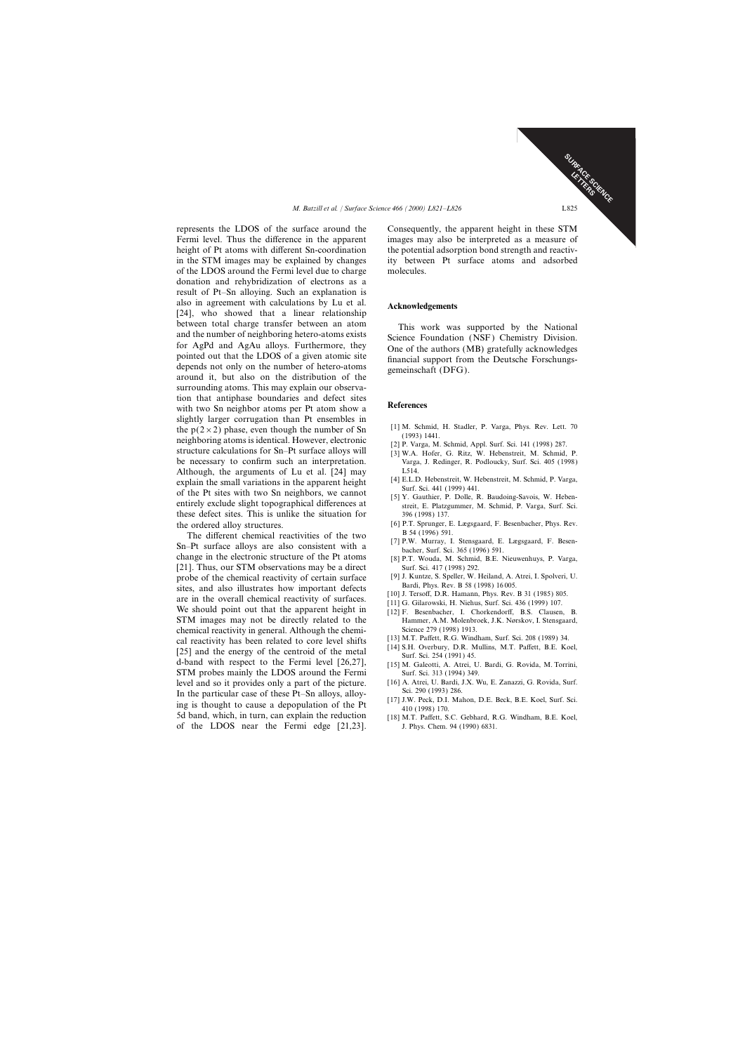represents the LDOS of the surface around the Fermi level. Thus the difference in the apparent height of Pt atoms with different Sn-coordination in the STM images may be explained by changes of the LDOS around the Fermi level due to charge donation and rehybridization of electrons as a result of Pt–Sn alloying. Such an explanation is also in agreement with calculations by Lu et al. [24], who showed that a linear relationship between total charge transfer between an atom and the number of neighboring hetero-atoms exists for AgPd and AgAu alloys. Furthermore, they pointed out that the LDOS of a given atomic site depends not only on the number of hetero-atoms around it, but also on the distribution of the surrounding atoms. This may explain our observation that antiphase boundaries and defect sites with two Sn neighbor atoms per Pt atom show a slightly larger corrugation than Pt ensembles in the $p(2\times2)$ phase, even though the number of Sn neighboring atoms is identical. However, electronic structure calculations for Sn–Pt surface alloys will be necessary to confirm such an interpretation. Although, the arguments of Lu et al. [24] may explain the small variations in the apparent height of the Pt sites with two Sn neighbors, we cannot entirely exclude slight topographical differences at these defect sites. This is unlike the situation for the ordered alloy structures.

The different chemical reactivities of the two Sn–Pt surface alloys are also consistent with a change in the electronic structure of the Pt atoms [21]. Thus, our STM observations may be a direct probe of the chemical reactivity of certain surface sites, and also illustrates how important defects are in the overall chemical reactivity of surfaces. We should point out that the apparent height in STM images may not be directly related to the chemical reactivity in general. Although the chemical reactivity has been related to core level shifts [25] and the energy of the centroid of the metal d-band with respect to the Fermi level [26,27], STM probes mainly the LDOS around the Fermi level and so it provides only a part of the picture. In the particular case of these Pt–Sn alloys, alloying is thought to cause a depopulation of the Pt 5d band, which, in turn, can explain the reduction of the LDOS near the Fermi edge [21,23]. Consequently, the apparent height in these STM images may also be interpreted as a measure of the potential adsorption bond strength and reactivity between Pt surface atoms and adsorbed molecules.

## Acknowledgements

This work was supported by the National Science Foundation (NSF) Chemistry Division. One of the authors (MB) gratefully acknowledges financial support from the Deutsche Forschungsgemeinschaft (DFG).

## References

[1] M. Schmid, H. Stadler, P. Varga, Phys. Rev. Lett. 70 (1993) 1441.

[2] P. Varga, M. Schmid, Appl. Surf. Sci. 141 (1998) 287.

[3] W.A. Hofer, G. Ritz, W. Hebenstreit, M. Schmid, P. Varga, J. Redinger, R. Podloucky, Surf. Sci. 405 (1998) L514.

[4] E.L.D. Hebenstreit, W. Hebenstreit, M. Schmid, P. Varga, Surf. Sci. 441 (1999) 441.

[5] Y. Gauthier, P. Dolle, R. Baudoing-Savois, W. Hebenstreit, E. Platzgummer, M. Schmid, P. Varga, Surf. Sci. 396 (1998) 137.

[6] P.T. Sprunger, E. Lægsgaard, F. Besenbacher, Phys. Rev. B 54 (1996) 591.

[7] P.W. Murray, I. Stensgaard, E. Lægsgaard, F. Besenbacher, Surf. Sci. 365 (1996) 591.

[8] P.T. Wouda, M. Schmid, B.E. Nieuwenhuys, P. Varga, Surf. Sci. 417 (1998) 292.

[9] J. Kuntze, S. Speller, W. Heiland, A. Atrei, I. Spolveri, U. Bardi, Phys. Rev. B 58 (1998) 16005.

[10] J. Tersoff, D.R. Hamann, Phys. Rev. B 31 (1985) 805.

[11] G. Gilarowski, H. Niehus, Surf. Sci. 436 (1999) 107.

[12] F. Besenbacher, I. Chorkendorff, B.S. Clausen, B. Hammer, A.M. Molenbroek, J.K. Nørskov, I. Stensgaard, Science 279 (1998) 1913.

[13] M.T. Paffett, R.G. Windham, Surf. Sci. 208 (1989) 34.

[14] S.H. Overbury, D.R. Mullins, M.T. Paffett, B.E. Koel, Surf. Sci. 254 (1991) 45.

[15] M. Galeotti, A. Atrei, U. Bardi, G. Rovida, M. Torrini, Surf. Sci. 313 (1994) 349.

[16] A. Atrei, U. Bardi, J.X. Wu, E. Zanazzi, G. Rovida, Surf. Sci. 290 (1993) 286.

[17] J.W. Peck, D.I. Mahon, D.E. Beck, B.E. Koel, Surf. Sci. 410 (1998) 170.

[18] M.T. Paffett, S.C. Gebhard, R.G. Windham, B.E. Koel, J. Phys. Chem. 94 (1990) 6831.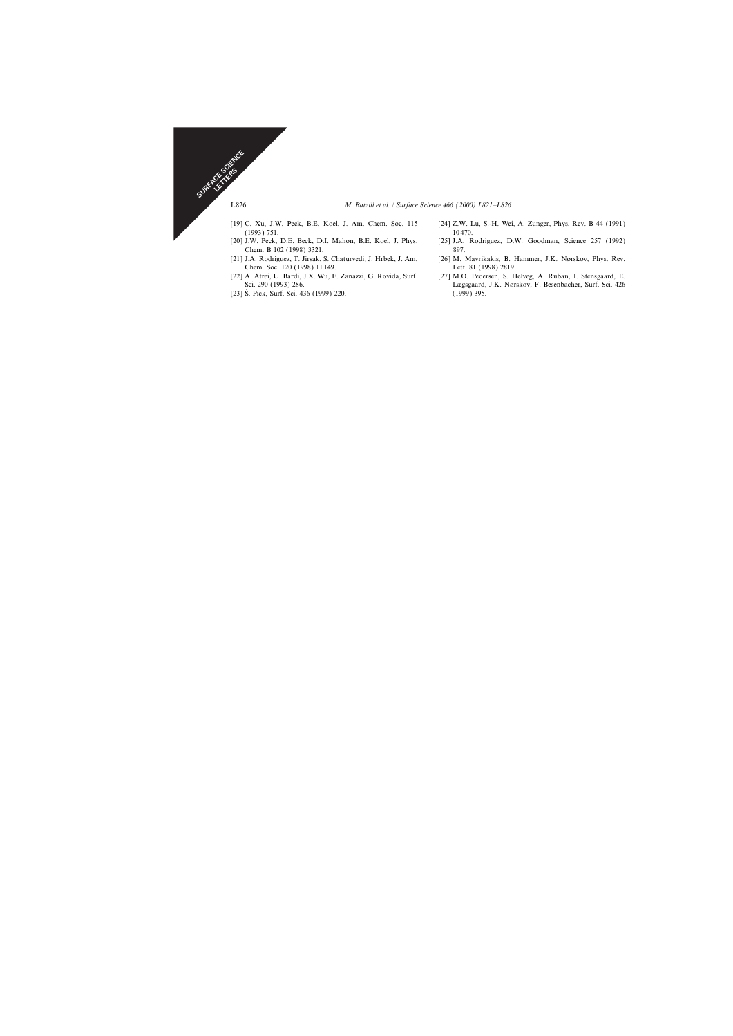[19] C. Xu, J.W. Peck, B.E. Koel, J. Am. Chem. Soc. 115 (1993) 751.

[20] J.W. Peck, D.E. Beck, D.I. Mahon, B.E. Koel, J. Phys. Chem. B 102 (1998) 3321.

[21] J.A. Rodriguez, T. Jirsak, S. Chaturvedi, J. Hrbek, J. Am. Chem. Soc. 120 (1998) 11 149.

[22] A. Atrei, U. Bardi, J.X. Wu, E. Zanazzi, G. Rovida, Surf. Sci. 290 (1993) 286.

[23] Š. Pick, Surf. Sci. 436 (1999) 220.

[24] Z.W. Lu, S.-H. Wei, A. Zunger, Phys. Rev. B 44 (1991) 10 470.

[25] J.A. Rodriguez, D.W. Goodman, Science 257 (1992) 897.

[26] M. Mavrikakis, B. Hammer, J.K. Nørskov, Phys. Rev. Lett. 81 (1998) 2819.

[27] M.O. Pedersen, S. Helveg, A. Ruban, I. Stensgaard, E. Lægsgaard, J.K. Nørskov, F. Besenbacher, Surf. Sci. 426 (1999) 395.